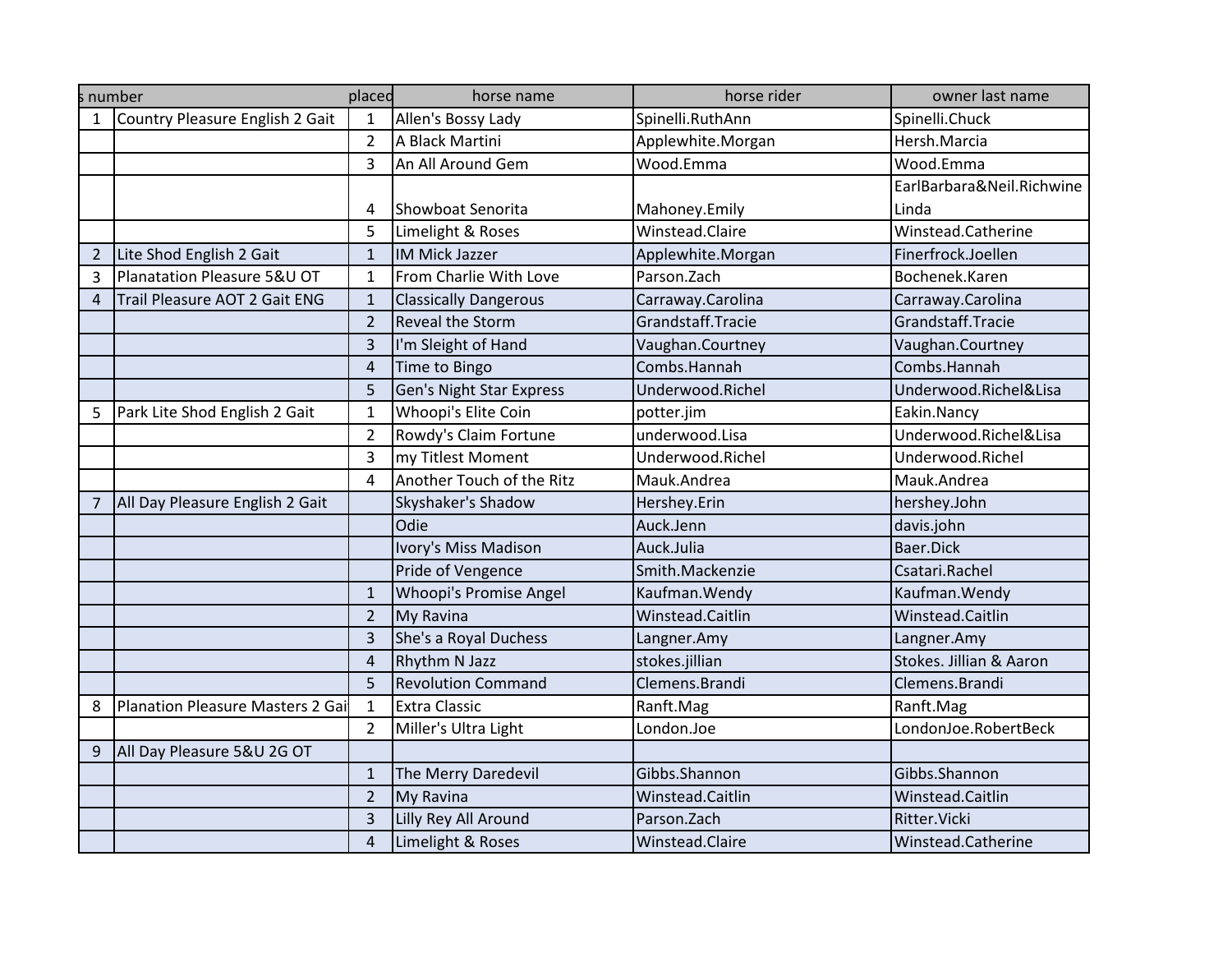| s number | | placed | horse name | horse rider | owner last name |
|---|---|---|---|---|---|
| 1 | Country Pleasure English 2 Gait | 1 | Allen's Bossy Lady | Spinelli.RuthAnn | Spinelli.Chuck |
| | | 2 | A Black Martini | Applewhite.Morgan | Hersh.Marcia |
| | | 3 | An All Around Gem | Wood.Emma | Wood.Emma |
| | | 4 | Showboat Senorita | Mahoney.Emily | EarlBarbara&Neil.Richwine Linda |
| | | 5 | Limelight & Roses | Winstead.Claire | Winstead.Catherine |
| 2 | Lite Shod English 2 Gait | 1 | IM Mick Jazzer | Applewhite.Morgan | Finerfrock.Joellen |
| 3 | Planatation Pleasure 5&U OT | 1 | From Charlie With Love | Parson.Zach | Bochenek.Karen |
| 4 | Trail Pleasure AOT 2 Gait ENG | 1 | Classically Dangerous | Carraway.Carolina | Carraway.Carolina |
| | | 2 | Reveal the Storm | Grandstaff.Tracie | Grandstaff.Tracie |
| | | 3 | I'm Sleight of Hand | Vaughan.Courtney | Vaughan.Courtney |
| | | 4 | Time to Bingo | Combs.Hannah | Combs.Hannah |
| | | 5 | Gen's Night Star Express | Underwood.Richel | Underwood.Richel&Lisa |
| 5 | Park Lite Shod English 2 Gait | 1 | Whoopi's Elite Coin | potter.jim | Eakin.Nancy |
| | | 2 | Rowdy's Claim Fortune | underwood.Lisa | Underwood.Richel&Lisa |
| | | 3 | my Titlest Moment | Underwood.Richel | Underwood.Richel |
| | | 4 | Another Touch of the Ritz | Mauk.Andrea | Mauk.Andrea |
| 7 | All Day Pleasure English 2 Gait | | Skyshaker's Shadow | Hershey.Erin | hershey.John |
| | | | Odie | Auck.Jenn | davis.john |
| | | | Ivory's Miss Madison | Auck.Julia | Baer.Dick |
| | | | Pride of Vengence | Smith.Mackenzie | Csatari.Rachel |
| | | 1 | Whoopi's Promise Angel | Kaufman.Wendy | Kaufman.Wendy |
| | | 2 | My Ravina | Winstead.Caitlin | Winstead.Caitlin |
| | | 3 | She's a Royal Duchess | Langner.Amy | Langner.Amy |
| | | 4 | Rhythm N Jazz | stokes.jillian | Stokes. Jillian & Aaron |
| | | 5 | Revolution Command | Clemens.Brandi | Clemens.Brandi |
| 8 | Planation Pleasure Masters 2 Gait | 1 | Extra Classic | Ranft.Mag | Ranft.Mag |
| | | 2 | Miller's Ultra Light | London.Joe | LondonJoe.RobertBeck |
| 9 | All Day Pleasure 5&U 2G OT | | | | |
| | | 1 | The Merry Daredevil | Gibbs.Shannon | Gibbs.Shannon |
| | | 2 | My Ravina | Winstead.Caitlin | Winstead.Caitlin |
| | | 3 | Lilly Rey All Around | Parson.Zach | Ritter.Vicki |
| | | 4 | Limelight & Roses | Winstead.Claire | Winstead.Catherine |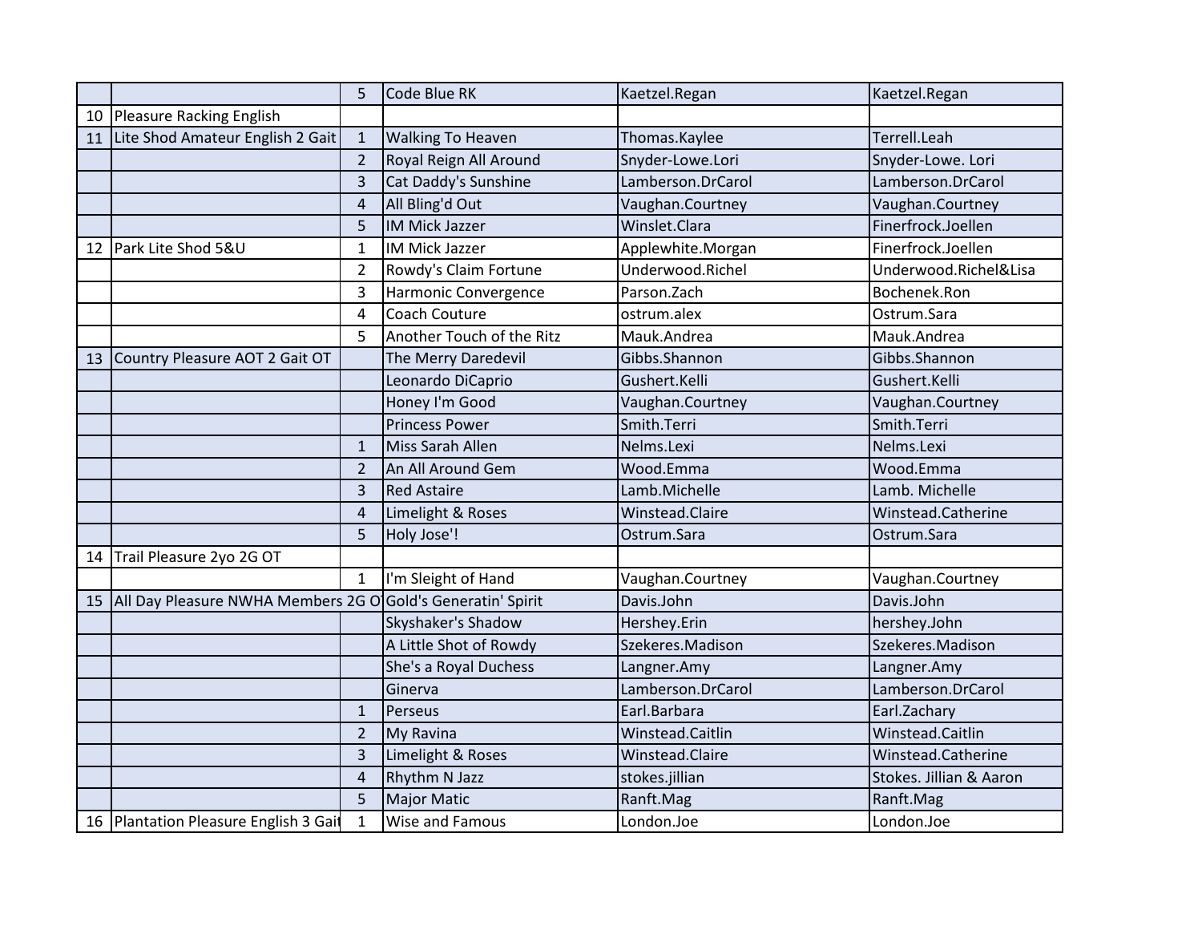| | | | | | |
|---|---|---|---|---|---|
| | | 5 | Code Blue RK | Kaetzel.Regan | Kaetzel.Regan |
| 10 | Pleasure Racking English | | | | |
| 11 | Lite Shod Amateur English 2 Gait | 1 | Walking To Heaven | Thomas.Kaylee | Terrell.Leah |
| | | 2 | Royal Reign All Around | Snyder-Lowe.Lori | Snyder-Lowe. Lori |
| | | 3 | Cat Daddy's Sunshine | Lamberson.DrCarol | Lamberson.DrCarol |
| | | 4 | All Bling'd Out | Vaughan.Courtney | Vaughan.Courtney |
| | | 5 | IM Mick Jazzer | Winslet.Clara | Finerfrock.Joellen |
| 12 | Park Lite Shod 5&U | 1 | IM Mick Jazzer | Applewhite.Morgan | Finerfrock.Joellen |
| | | 2 | Rowdy's Claim Fortune | Underwood.Richel | Underwood.Richel&Lisa |
| | | 3 | Harmonic Convergence | Parson.Zach | Bochenek.Ron |
| | | 4 | Coach Couture | ostrum.alex | Ostrum.Sara |
| | | 5 | Another Touch of the Ritz | Mauk.Andrea | Mauk.Andrea |
| 13 | Country Pleasure AOT 2 Gait OT | | The Merry Daredevil | Gibbs.Shannon | Gibbs.Shannon |
| | | | Leonardo DiCaprio | Gushert.Kelli | Gushert.Kelli |
| | | | Honey I'm Good | Vaughan.Courtney | Vaughan.Courtney |
| | | | Princess Power | Smith.Terri | Smith.Terri |
| | | 1 | Miss Sarah Allen | Nelms.Lexi | Nelms.Lexi |
| | | 2 | An All Around Gem | Wood.Emma | Wood.Emma |
| | | 3 | Red Astaire | Lamb.Michelle | Lamb. Michelle |
| | | 4 | Limelight & Roses | Winstead.Claire | Winstead.Catherine |
| | | 5 | Holy Jose'! | Ostrum.Sara | Ostrum.Sara |
| 14 | Trail Pleasure 2yo 2G OT | | | | |
| | | 1 | I'm Sleight of Hand | Vaughan.Courtney | Vaughan.Courtney |
| 15 | All Day Pleasure NWHA Members 2G O | | Gold's Generatin' Spirit | Davis.John | Davis.John |
| | | | Skyshaker's Shadow | Hershey.Erin | hershey.John |
| | | | A Little Shot of Rowdy | Szekeres.Madison | Szekeres.Madison |
| | | | She's a Royal Duchess | Langner.Amy | Langner.Amy |
| | | | Ginerva | Lamberson.DrCarol | Lamberson.DrCarol |
| | | 1 | Perseus | Earl.Barbara | Earl.Zachary |
| | | 2 | My Ravina | Winstead.Caitlin | Winstead.Caitlin |
| | | 3 | Limelight & Roses | Winstead.Claire | Winstead.Catherine |
| | | 4 | Rhythm N Jazz | stokes.jillian | Stokes. Jillian & Aaron |
| | | 5 | Major Matic | Ranft.Mag | Ranft.Mag |
| 16 | Plantation Pleasure English 3 Gait | 1 | Wise and Famous | London.Joe | London.Joe |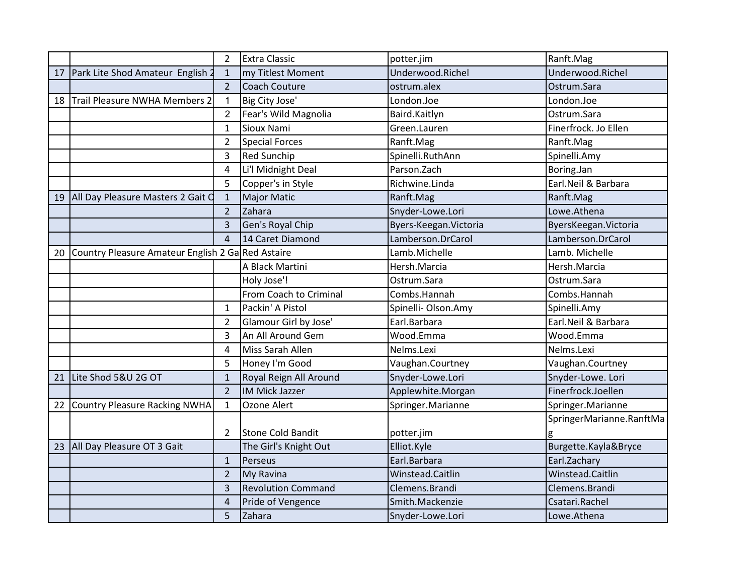| | | | | | |
|---|---|---|---|---|---|
| | | 2 | Extra Classic | potter.jim | Ranft.Mag |
| 17 | Park Lite Shod Amateur English 2 | 1 | my Titlest Moment | Underwood.Richel | Underwood.Richel |
| | | 2 | Coach Couture | ostrum.alex | Ostrum.Sara |
| 18 | Trail Pleasure NWHA Members 2 | 1 | Big City Jose' | London.Joe | London.Joe |
| | | 2 | Fear's Wild Magnolia | Baird.Kaitlyn | Ostrum.Sara |
| | | 1 | Sioux Nami | Green.Lauren | Finerfrock. Jo Ellen |
| | | 2 | Special Forces | Ranft.Mag | Ranft.Mag |
| | | 3 | Red Sunchip | Spinelli.RuthAnn | Spinelli.Amy |
| | | 4 | Li'l Midnight Deal | Parson.Zach | Boring.Jan |
| | | 5 | Copper's in Style | Richwine.Linda | Earl.Neil & Barbara |
| 19 | All Day Pleasure Masters 2 Gait O | 1 | Major Matic | Ranft.Mag | Ranft.Mag |
| | | 2 | Zahara | Snyder-Lowe.Lori | Lowe.Athena |
| | | 3 | Gen's Royal Chip | Byers-Keegan.Victoria | ByersKeegan.Victoria |
| | | 4 | 14 Caret Diamond | Lamberson.DrCarol | Lamberson.DrCarol |
| 20 | Country Pleasure Amateur English 2 Ga | | Red Astaire | Lamb.Michelle | Lamb. Michelle |
| | | | A Black Martini | Hersh.Marcia | Hersh.Marcia |
| | | | Holy Jose'! | Ostrum.Sara | Ostrum.Sara |
| | | | From Coach to Criminal | Combs.Hannah | Combs.Hannah |
| | | 1 | Packin' A Pistol | Spinelli- Olson.Amy | Spinelli.Amy |
| | | 2 | Glamour Girl by Jose' | Earl.Barbara | Earl.Neil & Barbara |
| | | 3 | An All Around Gem | Wood.Emma | Wood.Emma |
| | | 4 | Miss Sarah Allen | Nelms.Lexi | Nelms.Lexi |
| | | 5 | Honey I'm Good | Vaughan.Courtney | Vaughan.Courtney |
| 21 | Lite Shod 5&U 2G OT | 1 | Royal Reign All Around | Snyder-Lowe.Lori | Snyder-Lowe. Lori |
| | | 2 | IM Mick Jazzer | Applewhite.Morgan | Finerfrock.Joellen |
| 22 | Country Pleasure Racking NWHA | 1 | Ozone Alert | Springer.Marianne | Springer.Marianne |
| | | 2 | Stone Cold Bandit | potter.jim | SpringerMarianne.RanftMag |
| 23 | All Day Pleasure OT 3 Gait | | The Girl's Knight Out | Elliot.Kyle | Burgette.Kayla&Bryce |
| | | 1 | Perseus | Earl.Barbara | Earl.Zachary |
| | | 2 | My Ravina | Winstead.Caitlin | Winstead.Caitlin |
| | | 3 | Revolution Command | Clemens.Brandi | Clemens.Brandi |
| | | 4 | Pride of Vengence | Smith.Mackenzie | Csatari.Rachel |
| | | 5 | Zahara | Snyder-Lowe.Lori | Lowe.Athena |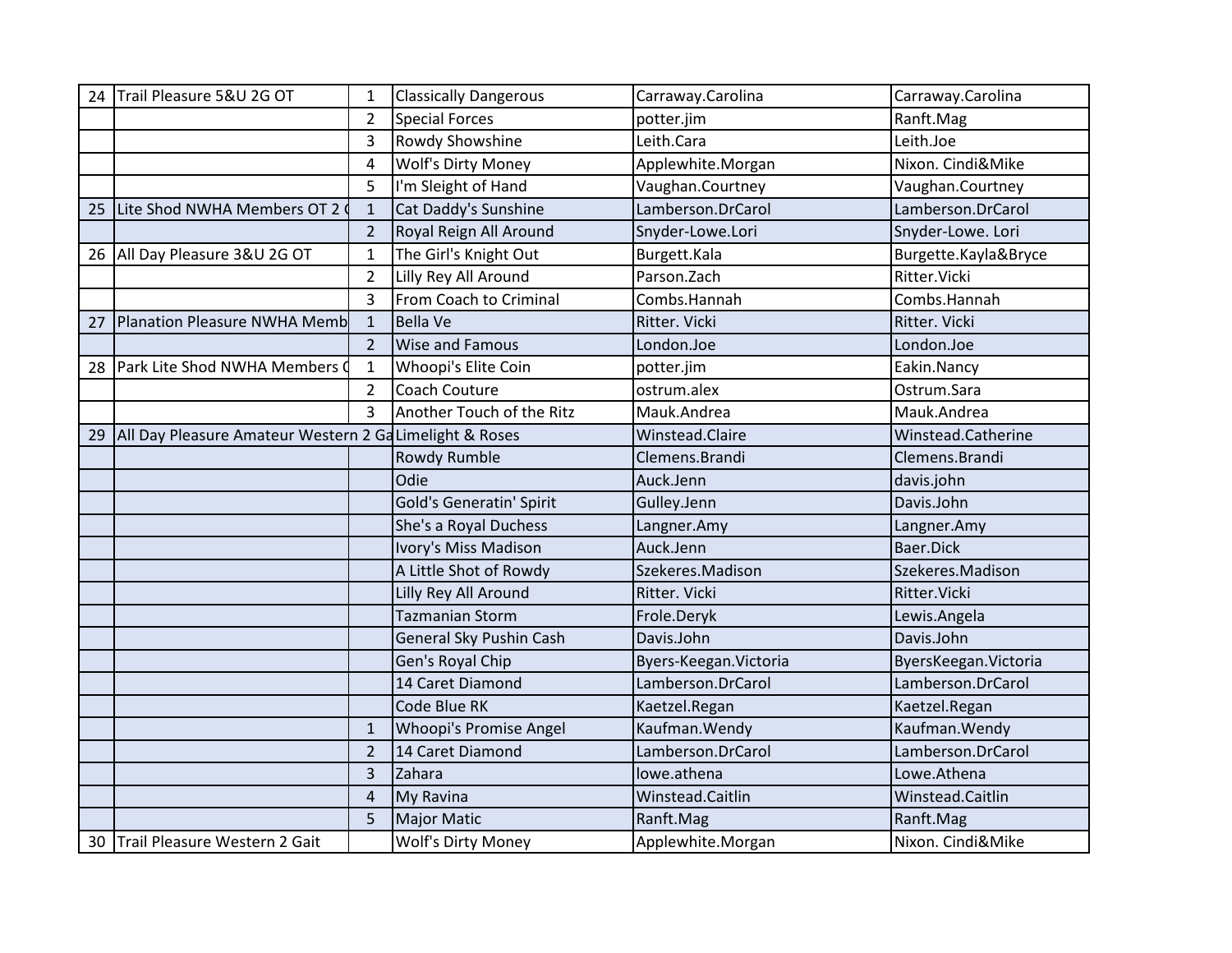| | | | | | |
|---|---|---|---|---|---|
| 24 | Trail Pleasure 5&U 2G OT | 1 | Classically Dangerous | Carraway.Carolina | Carraway.Carolina |
| | | 2 | Special Forces | potter.jim | Ranft.Mag |
| | | 3 | Rowdy Showshine | Leith.Cara | Leith.Joe |
| | | 4 | Wolf's Dirty Money | Applewhite.Morgan | Nixon. Cindi&Mike |
| | | 5 | I'm Sleight of Hand | Vaughan.Courtney | Vaughan.Courtney |
| 25 | Lite Shod NWHA Members OT 2 ( | 1 | Cat Daddy's Sunshine | Lamberson.DrCarol | Lamberson.DrCarol |
| | | 2 | Royal Reign All Around | Snyder-Lowe.Lori | Snyder-Lowe. Lori |
| 26 | All Day Pleasure 3&U 2G OT | 1 | The Girl's Knight Out | Burgett.Kala | Burgette.Kayla&Bryce |
| | | 2 | Lilly Rey All Around | Parson.Zach | Ritter.Vicki |
| | | 3 | From Coach to Criminal | Combs.Hannah | Combs.Hannah |
| 27 | Planation Pleasure NWHA Memb | 1 | Bella Ve | Ritter. Vicki | Ritter. Vicki |
| | | 2 | Wise and Famous | London.Joe | London.Joe |
| 28 | Park Lite Shod NWHA Members ( | 1 | Whoopi's Elite Coin | potter.jim | Eakin.Nancy |
| | | 2 | Coach Couture | ostrum.alex | Ostrum.Sara |
| | | 3 | Another Touch of the Ritz | Mauk.Andrea | Mauk.Andrea |
| 29 | All Day Pleasure Amateur Western 2 Ga | | Limelight & Roses | Winstead.Claire | Winstead.Catherine |
| | | | Rowdy Rumble | Clemens.Brandi | Clemens.Brandi |
| | | | Odie | Auck.Jenn | davis.john |
| | | | Gold's Generatin' Spirit | Gulley.Jenn | Davis.John |
| | | | She's a Royal Duchess | Langner.Amy | Langner.Amy |
| | | | Ivory's Miss Madison | Auck.Jenn | Baer.Dick |
| | | | A Little Shot of Rowdy | Szekeres.Madison | Szekeres.Madison |
| | | | Lilly Rey All Around | Ritter. Vicki | Ritter.Vicki |
| | | | Tazmanian Storm | Frole.Deryk | Lewis.Angela |
| | | | General Sky Pushin Cash | Davis.John | Davis.John |
| | | | Gen's Royal Chip | Byers-Keegan.Victoria | ByersKeegan.Victoria |
| | | | 14 Caret Diamond | Lamberson.DrCarol | Lamberson.DrCarol |
| | | | Code Blue RK | Kaetzel.Regan | Kaetzel.Regan |
| | | 1 | Whoopi's Promise Angel | Kaufman.Wendy | Kaufman.Wendy |
| | | 2 | 14 Caret Diamond | Lamberson.DrCarol | Lamberson.DrCarol |
| | | 3 | Zahara | lowe.athena | Lowe.Athena |
| | | 4 | My Ravina | Winstead.Caitlin | Winstead.Caitlin |
| | | 5 | Major Matic | Ranft.Mag | Ranft.Mag |
| 30 | Trail Pleasure Western 2 Gait | | Wolf's Dirty Money | Applewhite.Morgan | Nixon. Cindi&Mike |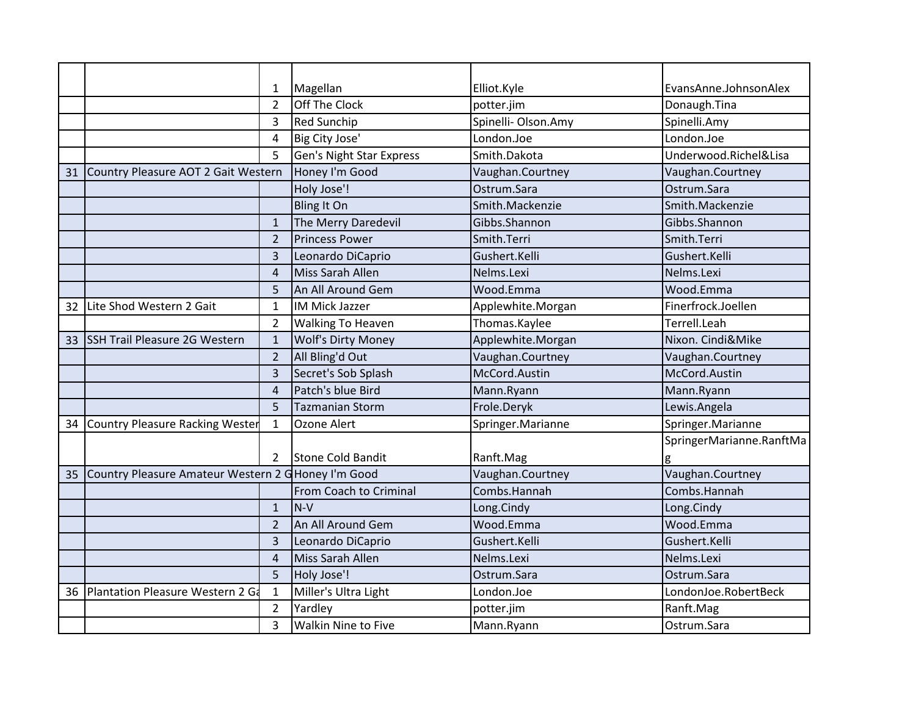| | | | | | |
|---|---|---|---|---|---|
| | | 1 | Magellan | Elliot.Kyle | EvansAnne.JohnsonAlex |
| | | 2 | Off The Clock | potter.jim | Donaugh.Tina |
| | | 3 | Red Sunchip | Spinelli- Olson.Amy | Spinelli.Amy |
| | | 4 | Big City Jose' | London.Joe | London.Joe |
| | | 5 | Gen's Night Star Express | Smith.Dakota | Underwood.Richel&Lisa |
| 31 | Country Pleasure AOT 2 Gait Western | | Honey I'm Good | Vaughan.Courtney | Vaughan.Courtney |
| | | | Holy Jose'! | Ostrum.Sara | Ostrum.Sara |
| | | | Bling It On | Smith.Mackenzie | Smith.Mackenzie |
| | | 1 | The Merry Daredevil | Gibbs.Shannon | Gibbs.Shannon |
| | | 2 | Princess Power | Smith.Terri | Smith.Terri |
| | | 3 | Leonardo DiCaprio | Gushert.Kelli | Gushert.Kelli |
| | | 4 | Miss Sarah Allen | Nelms.Lexi | Nelms.Lexi |
| | | 5 | An All Around Gem | Wood.Emma | Wood.Emma |
| 32 | Lite Shod Western 2 Gait | 1 | IM Mick Jazzer | Applewhite.Morgan | Finerfrock.Joellen |
| | | 2 | Walking To Heaven | Thomas.Kaylee | Terrell.Leah |
| 33 | SSH Trail Pleasure 2G Western | 1 | Wolf's Dirty Money | Applewhite.Morgan | Nixon. Cindi&Mike |
| | | 2 | All Bling'd Out | Vaughan.Courtney | Vaughan.Courtney |
| | | 3 | Secret's Sob Splash | McCord.Austin | McCord.Austin |
| | | 4 | Patch's blue Bird | Mann.Ryann | Mann.Ryann |
| | | 5 | Tazmanian Storm | Frole.Deryk | Lewis.Angela |
| 34 | Country Pleasure Racking Wester | 1 | Ozone Alert | Springer.Marianne | Springer.Marianne |
| | | 2 | Stone Cold Bandit | Ranft.Mag | SpringerMarianne.RanftMag |
| 35 | Country Pleasure Amateur Western 2 G | | Honey I'm Good | Vaughan.Courtney | Vaughan.Courtney |
| | | | From Coach to Criminal | Combs.Hannah | Combs.Hannah |
| | | 1 | N-V | Long.Cindy | Long.Cindy |
| | | 2 | An All Around Gem | Wood.Emma | Wood.Emma |
| | | 3 | Leonardo DiCaprio | Gushert.Kelli | Gushert.Kelli |
| | | 4 | Miss Sarah Allen | Nelms.Lexi | Nelms.Lexi |
| | | 5 | Holy Jose'! | Ostrum.Sara | Ostrum.Sara |
| 36 | Plantation Pleasure Western 2 Ga | 1 | Miller's Ultra Light | London.Joe | LondonJoe.RobertBeck |
| | | 2 | Yardley | potter.jim | Ranft.Mag |
| | | 3 | Walkin Nine to Five | Mann.Ryann | Ostrum.Sara |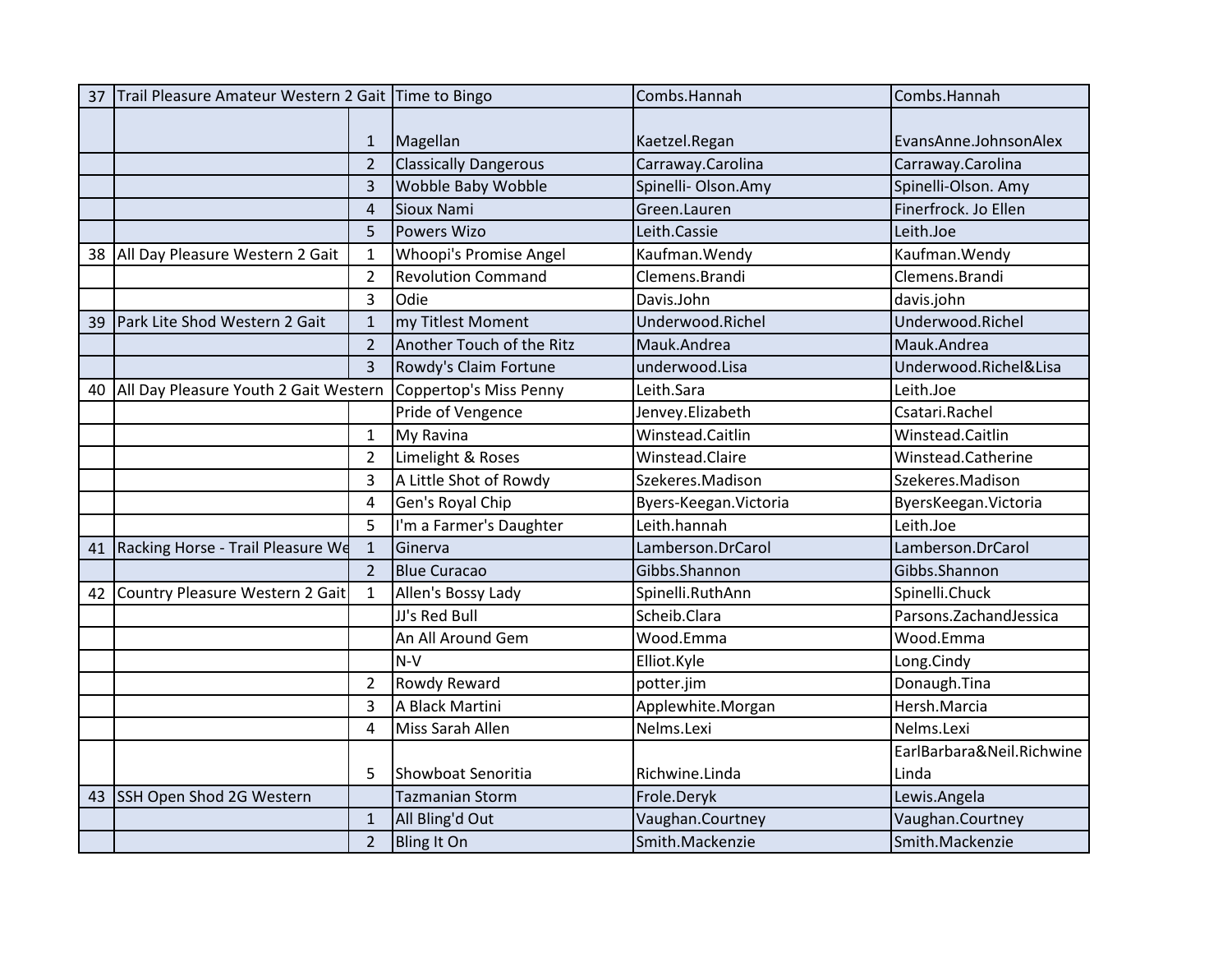| 37 | Trail Pleasure Amateur Western 2 Gait | | Time to Bingo | Combs.Hannah | Combs.Hannah |
|---|---|---|---|---|---|
| | | 1 | Magellan | Kaetzel.Regan | EvansAnne.JohnsonAlex |
| | | 2 | Classically Dangerous | Carraway.Carolina | Carraway.Carolina |
| | | 3 | Wobble Baby Wobble | Spinelli- Olson.Amy | Spinelli-Olson. Amy |
| | | 4 | Sioux Nami | Green.Lauren | Finerfrock. Jo Ellen |
| | | 5 | Powers Wizo | Leith.Cassie | Leith.Joe |
| 38 | All Day Pleasure Western 2 Gait | 1 | Whoopi's Promise Angel | Kaufman.Wendy | Kaufman.Wendy |
| | | 2 | Revolution Command | Clemens.Brandi | Clemens.Brandi |
| | | 3 | Odie | Davis.John | davis.john |
| 39 | Park Lite Shod Western 2 Gait | 1 | my Titlest Moment | Underwood.Richel | Underwood.Richel |
| | | 2 | Another Touch of the Ritz | Mauk.Andrea | Mauk.Andrea |
| | | 3 | Rowdy's Claim Fortune | underwood.Lisa | Underwood.Richel&Lisa |
| 40 | All Day Pleasure Youth 2 Gait Western | | Coppertop's Miss Penny | Leith.Sara | Leith.Joe |
| | | | Pride of Vengence | Jenvey.Elizabeth | Csatari.Rachel |
| | | 1 | My Ravina | Winstead.Caitlin | Winstead.Caitlin |
| | | 2 | Limelight & Roses | Winstead.Claire | Winstead.Catherine |
| | | 3 | A Little Shot of Rowdy | Szekeres.Madison | Szekeres.Madison |
| | | 4 | Gen's Royal Chip | Byers-Keegan.Victoria | ByersKeegan.Victoria |
| | | 5 | I'm a Farmer's Daughter | Leith.hannah | Leith.Joe |
| 41 | Racking Horse - Trail Pleasure We | 1 | Ginerva | Lamberson.DrCarol | Lamberson.DrCarol |
| | | 2 | Blue Curacao | Gibbs.Shannon | Gibbs.Shannon |
| 42 | Country Pleasure Western 2 Gait | 1 | Allen's Bossy Lady | Spinelli.RuthAnn | Spinelli.Chuck |
| | | | JJ's Red Bull | Scheib.Clara | Parsons.ZachandJessica |
| | | | An All Around Gem | Wood.Emma | Wood.Emma |
| | | | N-V | Elliot.Kyle | Long.Cindy |
| | | 2 | Rowdy Reward | potter.jim | Donaugh.Tina |
| | | 3 | A Black Martini | Applewhite.Morgan | Hersh.Marcia |
| | | 4 | Miss Sarah Allen | Nelms.Lexi | Nelms.Lexi |
| | | 5 | Showboat Senoritia | Richwine.Linda | EarlBarbara&Neil.Richwine Linda |
| 43 | SSH Open Shod 2G Western | | Tazmanian Storm | Frole.Deryk | Lewis.Angela |
| | | 1 | All Bling'd Out | Vaughan.Courtney | Vaughan.Courtney |
| | | 2 | Bling It On | Smith.Mackenzie | Smith.Mackenzie |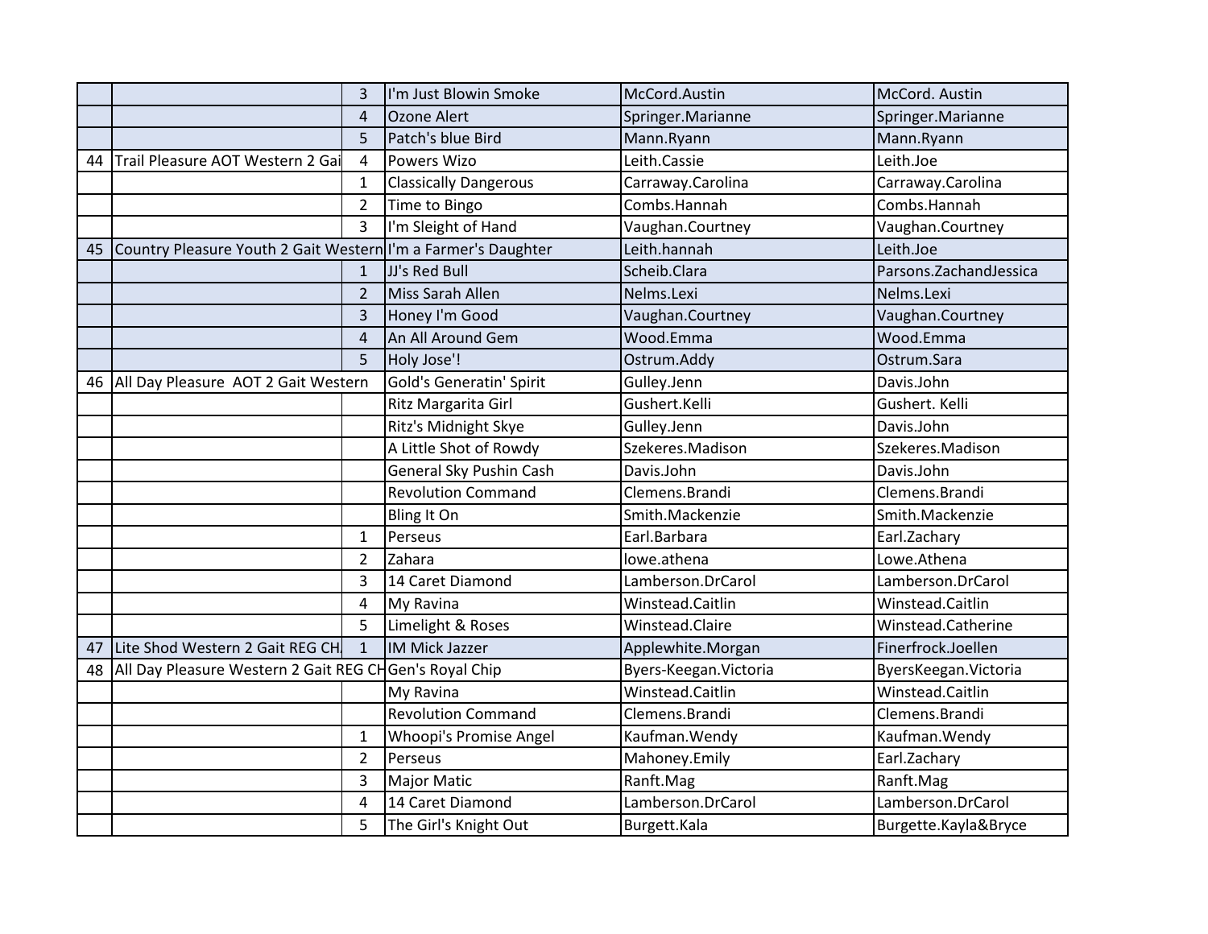| | | | | | |
|---|---|---|---|---|---|
| | | 3 | I'm Just Blowin Smoke | McCord.Austin | McCord. Austin |
| | | 4 | Ozone Alert | Springer.Marianne | Springer.Marianne |
| | | 5 | Patch's blue Bird | Mann.Ryann | Mann.Ryann |
| 44 | Trail Pleasure AOT Western 2 Gai | 4 | Powers Wizo | Leith.Cassie | Leith.Joe |
| | | 1 | Classically Dangerous | Carraway.Carolina | Carraway.Carolina |
| | | 2 | Time to Bingo | Combs.Hannah | Combs.Hannah |
| | | 3 | I'm Sleight of Hand | Vaughan.Courtney | Vaughan.Courtney |
| 45 | Country Pleasure Youth 2 Gait Western | | I'm a Farmer's Daughter | Leith.hannah | Leith.Joe |
| | | 1 | JJ's Red Bull | Scheib.Clara | Parsons.ZachandJessica |
| | | 2 | Miss Sarah Allen | Nelms.Lexi | Nelms.Lexi |
| | | 3 | Honey I'm Good | Vaughan.Courtney | Vaughan.Courtney |
| | | 4 | An All Around Gem | Wood.Emma | Wood.Emma |
| | | 5 | Holy Jose'! | Ostrum.Addy | Ostrum.Sara |
| 46 | All Day Pleasure AOT 2 Gait Western | | Gold's Generatin' Spirit | Gulley.Jenn | Davis.John |
| | | | Ritz Margarita Girl | Gushert.Kelli | Gushert. Kelli |
| | | | Ritz's Midnight Skye | Gulley.Jenn | Davis.John |
| | | | A Little Shot of Rowdy | Szekeres.Madison | Szekeres.Madison |
| | | | General Sky Pushin Cash | Davis.John | Davis.John |
| | | | Revolution Command | Clemens.Brandi | Clemens.Brandi |
| | | | Bling It On | Smith.Mackenzie | Smith.Mackenzie |
| | | 1 | Perseus | Earl.Barbara | Earl.Zachary |
| | | 2 | Zahara | lowe.athena | Lowe.Athena |
| | | 3 | 14 Caret Diamond | Lamberson.DrCarol | Lamberson.DrCarol |
| | | 4 | My Ravina | Winstead.Caitlin | Winstead.Caitlin |
| | | 5 | Limelight & Roses | Winstead.Claire | Winstead.Catherine |
| 47 | Lite Shod Western 2 Gait REG CH. | 1 | IM Mick Jazzer | Applewhite.Morgan | Finerfrock.Joellen |
| 48 | All Day Pleasure Western 2 Gait REG CH | | Gen's Royal Chip | Byers-Keegan.Victoria | ByersKeegan.Victoria |
| | | | My Ravina | Winstead.Caitlin | Winstead.Caitlin |
| | | | Revolution Command | Clemens.Brandi | Clemens.Brandi |
| | | 1 | Whoopi's Promise Angel | Kaufman.Wendy | Kaufman.Wendy |
| | | 2 | Perseus | Mahoney.Emily | Earl.Zachary |
| | | 3 | Major Matic | Ranft.Mag | Ranft.Mag |
| | | 4 | 14 Caret Diamond | Lamberson.DrCarol | Lamberson.DrCarol |
| | | 5 | The Girl's Knight Out | Burgett.Kala | Burgette.Kayla&Bryce |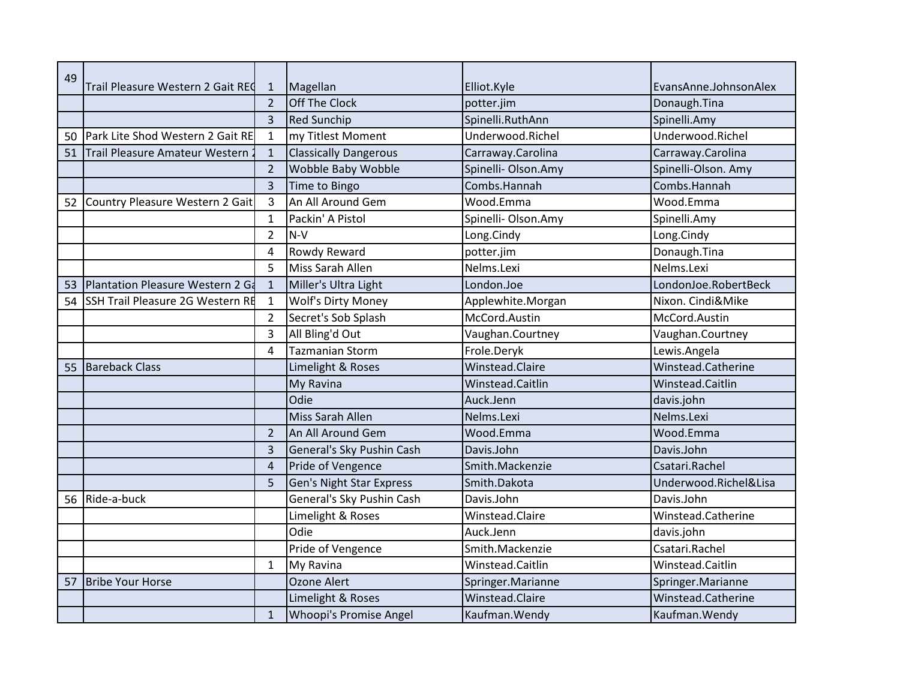| | | | | | |
|---|---|---|---|---|---|
| 49 | Trail Pleasure Western 2 Gait REG | 1 | Magellan | Elliot.Kyle | EvansAnne.JohnsonAlex |
| | | 2 | Off The Clock | potter.jim | Donaugh.Tina |
| | | 3 | Red Sunchip | Spinelli.RuthAnn | Spinelli.Amy |
| 50 | Park Lite Shod Western 2 Gait RE | 1 | my Titlest Moment | Underwood.Richel | Underwood.Richel |
| 51 | Trail Pleasure Amateur Western 2 | 1 | Classically Dangerous | Carraway.Carolina | Carraway.Carolina |
| | | 2 | Wobble Baby Wobble | Spinelli- Olson.Amy | Spinelli-Olson. Amy |
| | | 3 | Time to Bingo | Combs.Hannah | Combs.Hannah |
| 52 | Country Pleasure Western 2 Gait | 3 | An All Around Gem | Wood.Emma | Wood.Emma |
| | | 1 | Packin' A Pistol | Spinelli- Olson.Amy | Spinelli.Amy |
| | | 2 | N-V | Long.Cindy | Long.Cindy |
| | | 4 | Rowdy Reward | potter.jim | Donaugh.Tina |
| | | 5 | Miss Sarah Allen | Nelms.Lexi | Nelms.Lexi |
| 53 | Plantation Pleasure Western 2 Ga | 1 | Miller's Ultra Light | London.Joe | LondonJoe.RobertBeck |
| 54 | SSH Trail Pleasure 2G Western RE | 1 | Wolf's Dirty Money | Applewhite.Morgan | Nixon. Cindi&Mike |
| | | 2 | Secret's Sob Splash | McCord.Austin | McCord.Austin |
| | | 3 | All Bling'd Out | Vaughan.Courtney | Vaughan.Courtney |
| | | 4 | Tazmanian Storm | Frole.Deryk | Lewis.Angela |
| 55 | Bareback Class | | Limelight & Roses | Winstead.Claire | Winstead.Catherine |
| | | | My Ravina | Winstead.Caitlin | Winstead.Caitlin |
| | | | Odie | Auck.Jenn | davis.john |
| | | | Miss Sarah Allen | Nelms.Lexi | Nelms.Lexi |
| | | 2 | An All Around Gem | Wood.Emma | Wood.Emma |
| | | 3 | General's Sky Pushin Cash | Davis.John | Davis.John |
| | | 4 | Pride of Vengence | Smith.Mackenzie | Csatari.Rachel |
| | | 5 | Gen's Night Star Express | Smith.Dakota | Underwood.Richel&Lisa |
| 56 | Ride-a-buck | | General's Sky Pushin Cash | Davis.John | Davis.John |
| | | | Limelight & Roses | Winstead.Claire | Winstead.Catherine |
| | | | Odie | Auck.Jenn | davis.john |
| | | | Pride of Vengence | Smith.Mackenzie | Csatari.Rachel |
| | | 1 | My Ravina | Winstead.Caitlin | Winstead.Caitlin |
| 57 | Bribe Your Horse | | Ozone Alert | Springer.Marianne | Springer.Marianne |
| | | | Limelight & Roses | Winstead.Claire | Winstead.Catherine |
| | | 1 | Whoopi's Promise Angel | Kaufman.Wendy | Kaufman.Wendy |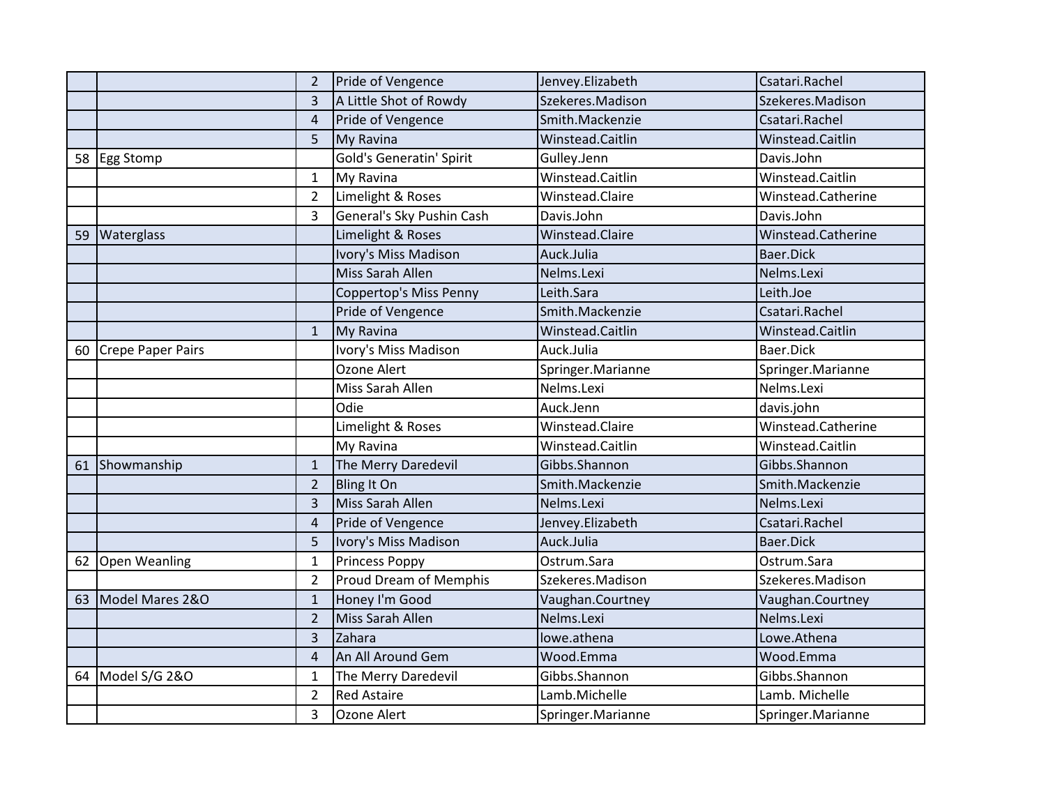| | | | | | |
|---|---|---|---|---|---|
| | | 2 | Pride of Vengence | Jenvey.Elizabeth | Csatari.Rachel |
| | | 3 | A Little Shot of Rowdy | Szekeres.Madison | Szekeres.Madison |
| | | 4 | Pride of Vengence | Smith.Mackenzie | Csatari.Rachel |
| | | 5 | My Ravina | Winstead.Caitlin | Winstead.Caitlin |
| 58 | Egg Stomp | | Gold's Generatin' Spirit | Gulley.Jenn | Davis.John |
| | | 1 | My Ravina | Winstead.Caitlin | Winstead.Caitlin |
| | | 2 | Limelight & Roses | Winstead.Claire | Winstead.Catherine |
| | | 3 | General's Sky Pushin Cash | Davis.John | Davis.John |
| 59 | Waterglass | | Limelight & Roses | Winstead.Claire | Winstead.Catherine |
| | | | Ivory's Miss Madison | Auck.Julia | Baer.Dick |
| | | | Miss Sarah Allen | Nelms.Lexi | Nelms.Lexi |
| | | | Coppertop's Miss Penny | Leith.Sara | Leith.Joe |
| | | | Pride of Vengence | Smith.Mackenzie | Csatari.Rachel |
| | | 1 | My Ravina | Winstead.Caitlin | Winstead.Caitlin |
| 60 | Crepe Paper Pairs | | Ivory's Miss Madison | Auck.Julia | Baer.Dick |
| | | | Ozone Alert | Springer.Marianne | Springer.Marianne |
| | | | Miss Sarah Allen | Nelms.Lexi | Nelms.Lexi |
| | | | Odie | Auck.Jenn | davis.john |
| | | | Limelight & Roses | Winstead.Claire | Winstead.Catherine |
| | | | My Ravina | Winstead.Caitlin | Winstead.Caitlin |
| 61 | Showmanship | 1 | The Merry Daredevil | Gibbs.Shannon | Gibbs.Shannon |
| | | 2 | Bling It On | Smith.Mackenzie | Smith.Mackenzie |
| | | 3 | Miss Sarah Allen | Nelms.Lexi | Nelms.Lexi |
| | | 4 | Pride of Vengence | Jenvey.Elizabeth | Csatari.Rachel |
| | | 5 | Ivory's Miss Madison | Auck.Julia | Baer.Dick |
| 62 | Open Weanling | 1 | Princess Poppy | Ostrum.Sara | Ostrum.Sara |
| | | 2 | Proud Dream of Memphis | Szekeres.Madison | Szekeres.Madison |
| 63 | Model Mares 2&O | 1 | Honey I'm Good | Vaughan.Courtney | Vaughan.Courtney |
| | | 2 | Miss Sarah Allen | Nelms.Lexi | Nelms.Lexi |
| | | 3 | Zahara | lowe.athena | Lowe.Athena |
| | | 4 | An All Around Gem | Wood.Emma | Wood.Emma |
| 64 | Model S/G 2&O | 1 | The Merry Daredevil | Gibbs.Shannon | Gibbs.Shannon |
| | | 2 | Red Astaire | Lamb.Michelle | Lamb. Michelle |
| | | 3 | Ozone Alert | Springer.Marianne | Springer.Marianne |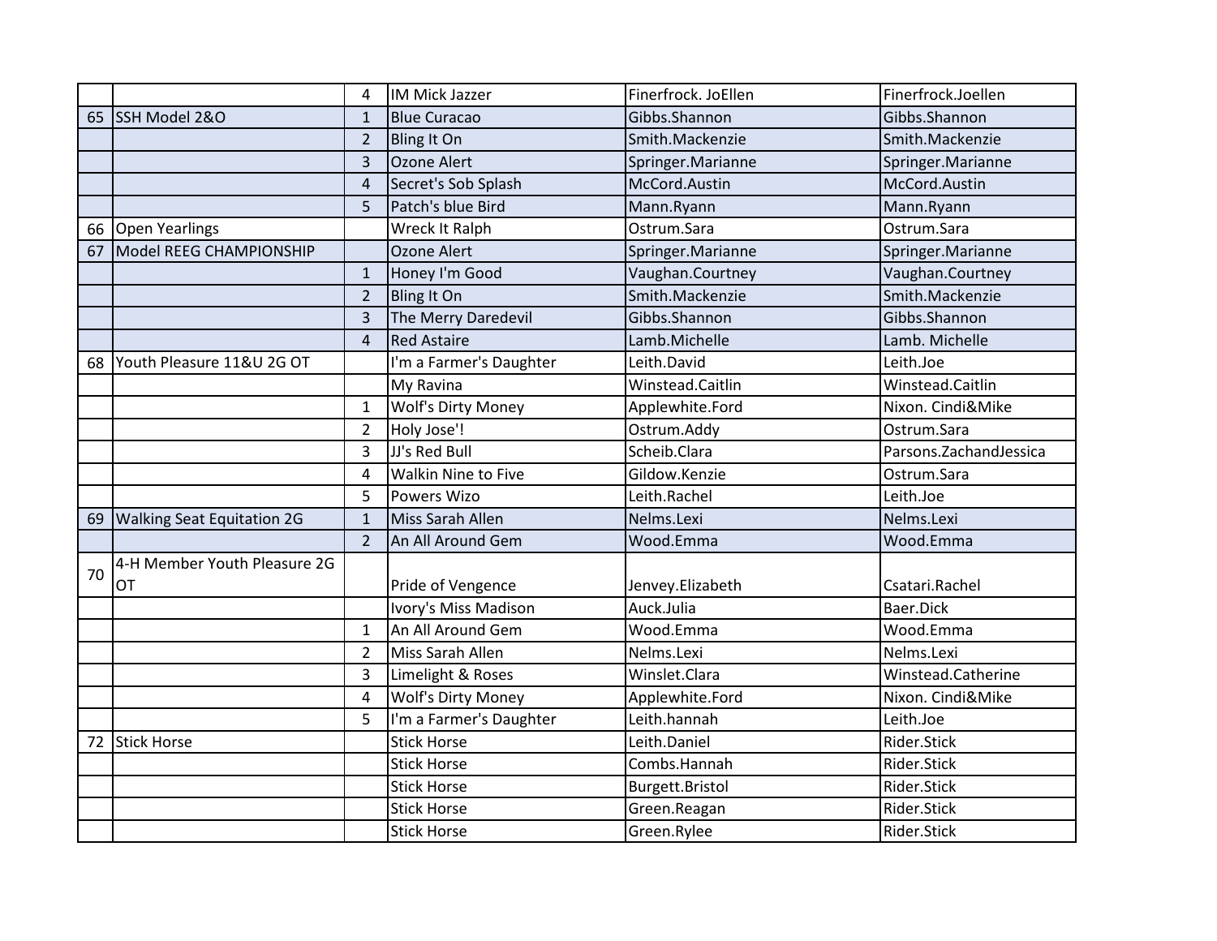| | | | | | |
|---|---|---|---|---|---|
| | | 4 | IM Mick Jazzer | Finerfrock. JoEllen | Finerfrock.Joellen |
| 65 | SSH Model 2&O | 1 | Blue Curacao | Gibbs.Shannon | Gibbs.Shannon |
| | | 2 | Bling It On | Smith.Mackenzie | Smith.Mackenzie |
| | | 3 | Ozone Alert | Springer.Marianne | Springer.Marianne |
| | | 4 | Secret's Sob Splash | McCord.Austin | McCord.Austin |
| | | 5 | Patch's blue Bird | Mann.Ryann | Mann.Ryann |
| 66 | Open Yearlings | | Wreck It Ralph | Ostrum.Sara | Ostrum.Sara |
| 67 | Model REEG CHAMPIONSHIP | | Ozone Alert | Springer.Marianne | Springer.Marianne |
| | | 1 | Honey I'm Good | Vaughan.Courtney | Vaughan.Courtney |
| | | 2 | Bling It On | Smith.Mackenzie | Smith.Mackenzie |
| | | 3 | The Merry Daredevil | Gibbs.Shannon | Gibbs.Shannon |
| | | 4 | Red Astaire | Lamb.Michelle | Lamb. Michelle |
| 68 | Youth Pleasure 11&U 2G OT | | I'm a Farmer's Daughter | Leith.David | Leith.Joe |
| | | | My Ravina | Winstead.Caitlin | Winstead.Caitlin |
| | | 1 | Wolf's Dirty Money | Applewhite.Ford | Nixon. Cindi&Mike |
| | | 2 | Holy Jose'! | Ostrum.Addy | Ostrum.Sara |
| | | 3 | JJ's Red Bull | Scheib.Clara | Parsons.ZachandJessica |
| | | 4 | Walkin Nine to Five | Gildow.Kenzie | Ostrum.Sara |
| | | 5 | Powers Wizo | Leith.Rachel | Leith.Joe |
| 69 | Walking Seat Equitation 2G | 1 | Miss Sarah Allen | Nelms.Lexi | Nelms.Lexi |
| | | 2 | An All Around Gem | Wood.Emma | Wood.Emma |
| 70 | 4-H Member Youth Pleasure 2G OT | | Pride of Vengence | Jenvey.Elizabeth | Csatari.Rachel |
| | | | Ivory's Miss Madison | Auck.Julia | Baer.Dick |
| | | 1 | An All Around Gem | Wood.Emma | Wood.Emma |
| | | 2 | Miss Sarah Allen | Nelms.Lexi | Nelms.Lexi |
| | | 3 | Limelight & Roses | Winslet.Clara | Winstead.Catherine |
| | | 4 | Wolf's Dirty Money | Applewhite.Ford | Nixon. Cindi&Mike |
| | | 5 | I'm a Farmer's Daughter | Leith.hannah | Leith.Joe |
| 72 | Stick Horse | | Stick Horse | Leith.Daniel | Rider.Stick |
| | | | Stick Horse | Combs.Hannah | Rider.Stick |
| | | | Stick Horse | Burgett.Bristol | Rider.Stick |
| | | | Stick Horse | Green.Reagan | Rider.Stick |
| | | | Stick Horse | Green.Rylee | Rider.Stick |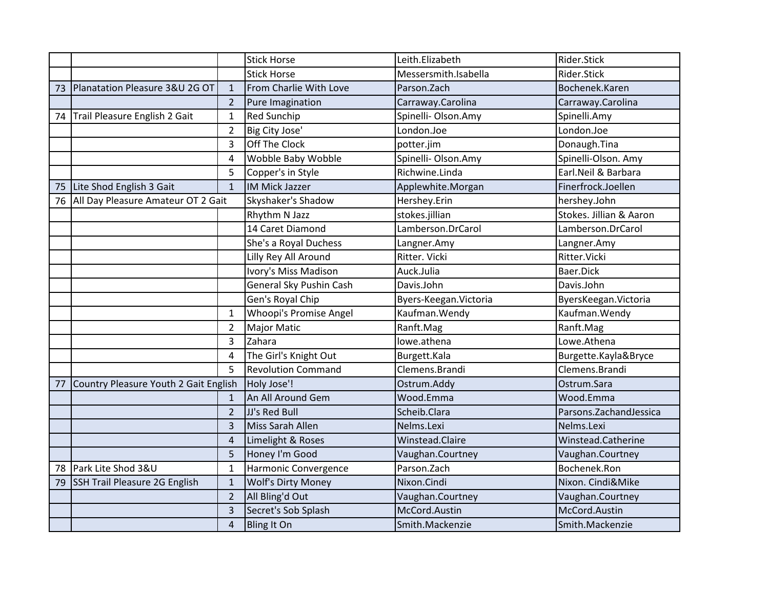| | | | | | |
|---|---|---|---|---|---|
| | | | Stick Horse | Leith.Elizabeth | Rider.Stick |
| | | | Stick Horse | Messersmith.Isabella | Rider.Stick |
| 73 | Planatation Pleasure 3&U 2G OT | 1 | From Charlie With Love | Parson.Zach | Bochenek.Karen |
| | | 2 | Pure Imagination | Carraway.Carolina | Carraway.Carolina |
| 74 | Trail Pleasure English 2 Gait | 1 | Red Sunchip | Spinelli- Olson.Amy | Spinelli.Amy |
| | | 2 | Big City Jose' | London.Joe | London.Joe |
| | | 3 | Off The Clock | potter.jim | Donaugh.Tina |
| | | 4 | Wobble Baby Wobble | Spinelli- Olson.Amy | Spinelli-Olson. Amy |
| | | 5 | Copper's in Style | Richwine.Linda | Earl.Neil & Barbara |
| 75 | Lite Shod English 3 Gait | 1 | IM Mick Jazzer | Applewhite.Morgan | Finerfrock.Joellen |
| 76 | All Day Pleasure Amateur OT 2 Gait | | Skyshaker's Shadow | Hershey.Erin | hershey.John |
| | | | Rhythm N Jazz | stokes.jillian | Stokes. Jillian & Aaron |
| | | | 14 Caret Diamond | Lamberson.DrCarol | Lamberson.DrCarol |
| | | | She's a Royal Duchess | Langner.Amy | Langner.Amy |
| | | | Lilly Rey All Around | Ritter. Vicki | Ritter.Vicki |
| | | | Ivory's Miss Madison | Auck.Julia | Baer.Dick |
| | | | General Sky Pushin Cash | Davis.John | Davis.John |
| | | | Gen's Royal Chip | Byers-Keegan.Victoria | ByersKeegan.Victoria |
| | | 1 | Whoopi's Promise Angel | Kaufman.Wendy | Kaufman.Wendy |
| | | 2 | Major Matic | Ranft.Mag | Ranft.Mag |
| | | 3 | Zahara | lowe.athena | Lowe.Athena |
| | | 4 | The Girl's Knight Out | Burgett.Kala | Burgette.Kayla&Bryce |
| | | 5 | Revolution Command | Clemens.Brandi | Clemens.Brandi |
| 77 | Country Pleasure Youth 2 Gait English | | Holy Jose'! | Ostrum.Addy | Ostrum.Sara |
| | | 1 | An All Around Gem | Wood.Emma | Wood.Emma |
| | | 2 | JJ's Red Bull | Scheib.Clara | Parsons.ZachandJessica |
| | | 3 | Miss Sarah Allen | Nelms.Lexi | Nelms.Lexi |
| | | 4 | Limelight & Roses | Winstead.Claire | Winstead.Catherine |
| | | 5 | Honey I'm Good | Vaughan.Courtney | Vaughan.Courtney |
| 78 | Park Lite Shod 3&U | 1 | Harmonic Convergence | Parson.Zach | Bochenek.Ron |
| 79 | SSH Trail Pleasure 2G English | 1 | Wolf's Dirty Money | Nixon.Cindi | Nixon. Cindi&Mike |
| | | 2 | All Bling'd Out | Vaughan.Courtney | Vaughan.Courtney |
| | | 3 | Secret's Sob Splash | McCord.Austin | McCord.Austin |
| | | 4 | Bling It On | Smith.Mackenzie | Smith.Mackenzie |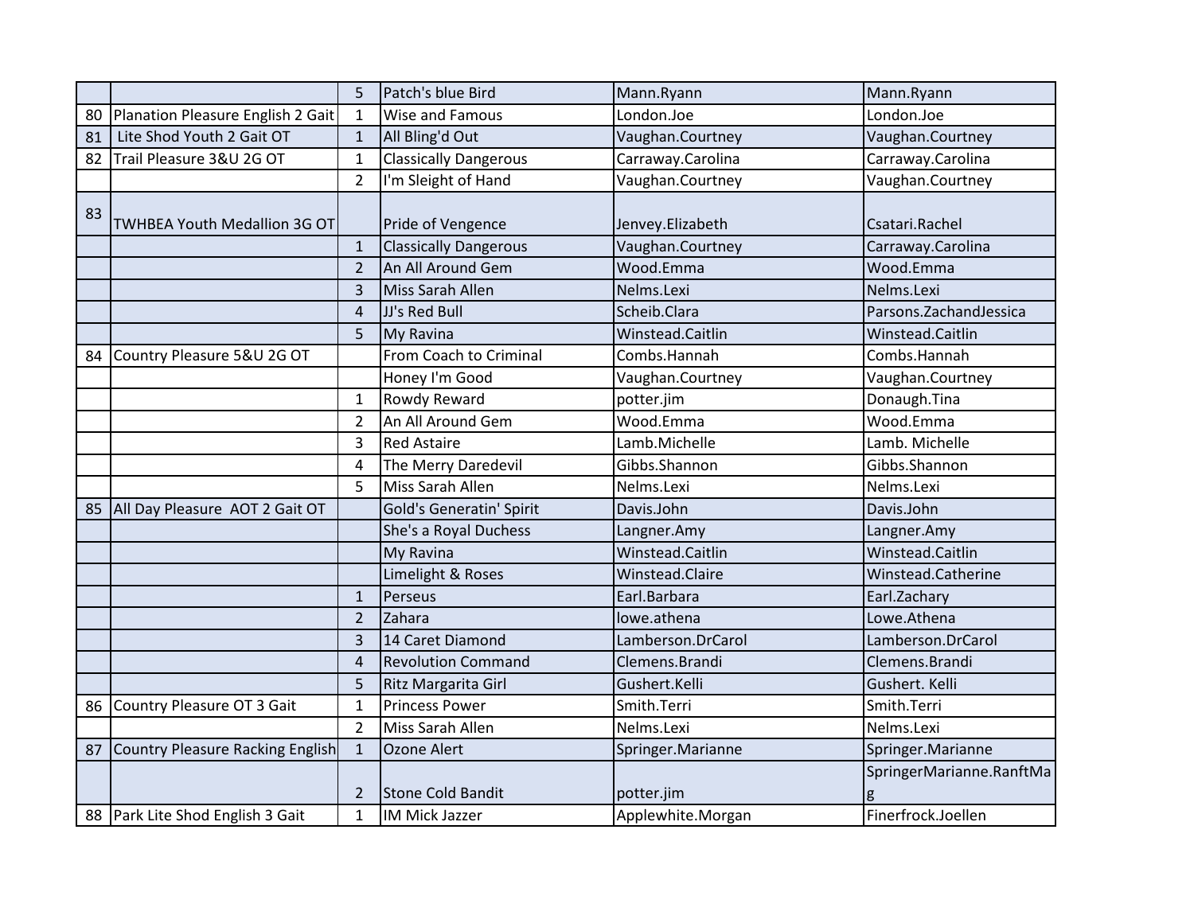| | | | | | |
|---|---|---|---|---|---|
| | | 5 | Patch's blue Bird | Mann.Ryann | Mann.Ryann |
| 80 | Planation Pleasure English 2 Gait | 1 | Wise and Famous | London.Joe | London.Joe |
| 81 | Lite Shod Youth 2 Gait OT | 1 | All Bling'd Out | Vaughan.Courtney | Vaughan.Courtney |
| 82 | Trail Pleasure 3&U 2G OT | 1 | Classically Dangerous | Carraway.Carolina | Carraway.Carolina |
| | | 2 | I'm Sleight of Hand | Vaughan.Courtney | Vaughan.Courtney |
| 83 | TWHBEA Youth Medallion 3G OT | | Pride of Vengence | Jenvey.Elizabeth | Csatari.Rachel |
| | | 1 | Classically Dangerous | Vaughan.Courtney | Carraway.Carolina |
| | | 2 | An All Around Gem | Wood.Emma | Wood.Emma |
| | | 3 | Miss Sarah Allen | Nelms.Lexi | Nelms.Lexi |
| | | 4 | JJ's Red Bull | Scheib.Clara | Parsons.ZachandJessica |
| | | 5 | My Ravina | Winstead.Caitlin | Winstead.Caitlin |
| 84 | Country Pleasure 5&U 2G OT | | From Coach to Criminal | Combs.Hannah | Combs.Hannah |
| | | | Honey I'm Good | Vaughan.Courtney | Vaughan.Courtney |
| | | 1 | Rowdy Reward | potter.jim | Donaugh.Tina |
| | | 2 | An All Around Gem | Wood.Emma | Wood.Emma |
| | | 3 | Red Astaire | Lamb.Michelle | Lamb. Michelle |
| | | 4 | The Merry Daredevil | Gibbs.Shannon | Gibbs.Shannon |
| | | 5 | Miss Sarah Allen | Nelms.Lexi | Nelms.Lexi |
| 85 | All Day Pleasure AOT 2 Gait OT | | Gold's Generatin' Spirit | Davis.John | Davis.John |
| | | | She's a Royal Duchess | Langner.Amy | Langner.Amy |
| | | | My Ravina | Winstead.Caitlin | Winstead.Caitlin |
| | | | Limelight & Roses | Winstead.Claire | Winstead.Catherine |
| | | 1 | Perseus | Earl.Barbara | Earl.Zachary |
| | | 2 | Zahara | lowe.athena | Lowe.Athena |
| | | 3 | 14 Caret Diamond | Lamberson.DrCarol | Lamberson.DrCarol |
| | | 4 | Revolution Command | Clemens.Brandi | Clemens.Brandi |
| | | 5 | Ritz Margarita Girl | Gushert.Kelli | Gushert. Kelli |
| 86 | Country Pleasure OT 3 Gait | 1 | Princess Power | Smith.Terri | Smith.Terri |
| | | 2 | Miss Sarah Allen | Nelms.Lexi | Nelms.Lexi |
| 87 | Country Pleasure Racking English | 1 | Ozone Alert | Springer.Marianne | Springer.Marianne |
| | | 2 | Stone Cold Bandit | potter.jim | SpringerMarianne.RanftMag |
| 88 | Park Lite Shod English 3 Gait | 1 | IM Mick Jazzer | Applewhite.Morgan | Finerfrock.Joellen |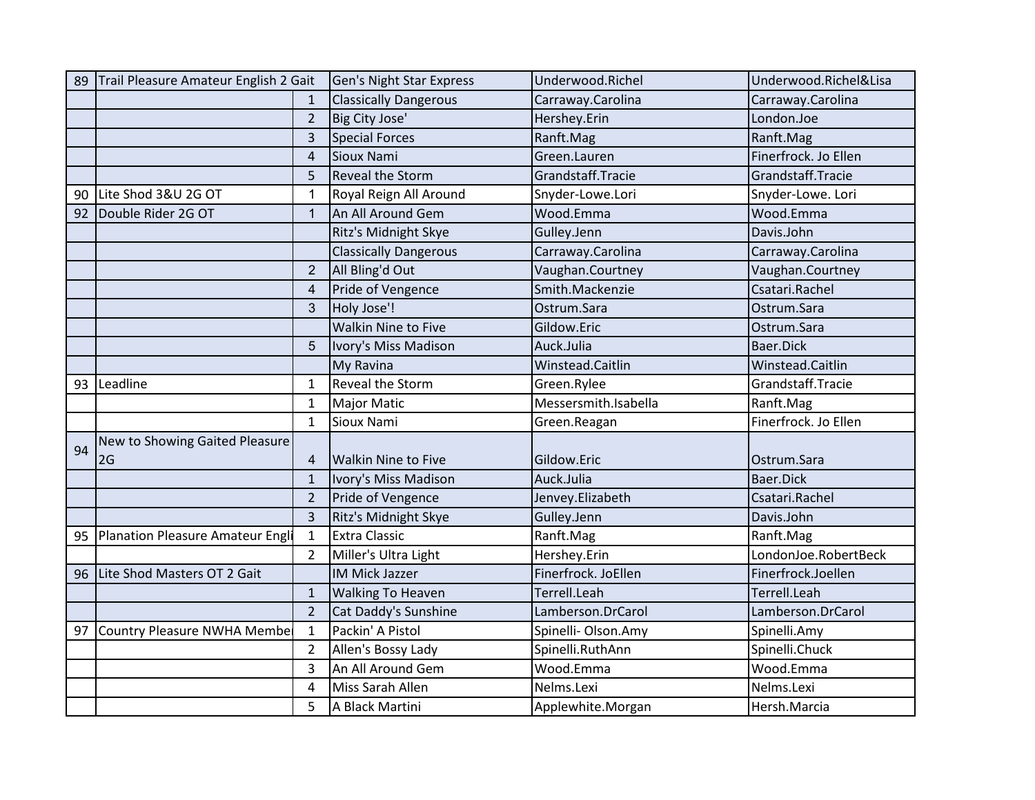| | | | | | |
|---|---|---|---|---|---|
| 89 | Trail Pleasure Amateur English 2 Gait | | Gen's Night Star Express | Underwood.Richel | Underwood.Richel&Lisa |
| | | 1 | Classically Dangerous | Carraway.Carolina | Carraway.Carolina |
| | | 2 | Big City Jose' | Hershey.Erin | London.Joe |
| | | 3 | Special Forces | Ranft.Mag | Ranft.Mag |
| | | 4 | Sioux Nami | Green.Lauren | Finerfrock. Jo Ellen |
| | | 5 | Reveal the Storm | Grandstaff.Tracie | Grandstaff.Tracie |
| 90 | Lite Shod 3&U 2G OT | 1 | Royal Reign All Around | Snyder-Lowe.Lori | Snyder-Lowe. Lori |
| 92 | Double Rider 2G OT | 1 | An All Around Gem | Wood.Emma | Wood.Emma |
| | | | Ritz's Midnight Skye | Gulley.Jenn | Davis.John |
| | | | Classically Dangerous | Carraway.Carolina | Carraway.Carolina |
| | | 2 | All Bling'd Out | Vaughan.Courtney | Vaughan.Courtney |
| | | 4 | Pride of Vengence | Smith.Mackenzie | Csatari.Rachel |
| | | 3 | Holy Jose'! | Ostrum.Sara | Ostrum.Sara |
| | | | Walkin Nine to Five | Gildow.Eric | Ostrum.Sara |
| | | 5 | Ivory's Miss Madison | Auck.Julia | Baer.Dick |
| | | | My Ravina | Winstead.Caitlin | Winstead.Caitlin |
| 93 | Leadline | 1 | Reveal the Storm | Green.Rylee | Grandstaff.Tracie |
| | | 1 | Major Matic | Messersmith.Isabella | Ranft.Mag |
| | | 1 | Sioux Nami | Green.Reagan | Finerfrock. Jo Ellen |
| 94 | New to Showing Gaited Pleasure 2G | 4 | Walkin Nine to Five | Gildow.Eric | Ostrum.Sara |
| | | 1 | Ivory's Miss Madison | Auck.Julia | Baer.Dick |
| | | 2 | Pride of Vengence | Jenvey.Elizabeth | Csatari.Rachel |
| | | 3 | Ritz's Midnight Skye | Gulley.Jenn | Davis.John |
| 95 | Planation Pleasure Amateur Engli | 1 | Extra Classic | Ranft.Mag | Ranft.Mag |
| | | 2 | Miller's Ultra Light | Hershey.Erin | LondonJoe.RobertBeck |
| 96 | Lite Shod Masters OT 2 Gait | | IM Mick Jazzer | Finerfrock. JoEllen | Finerfrock.Joellen |
| | | 1 | Walking To Heaven | Terrell.Leah | Terrell.Leah |
| | | 2 | Cat Daddy's Sunshine | Lamberson.DrCarol | Lamberson.DrCarol |
| 97 | Country Pleasure NWHA Member | 1 | Packin' A Pistol | Spinelli- Olson.Amy | Spinelli.Amy |
| | | 2 | Allen's Bossy Lady | Spinelli.RuthAnn | Spinelli.Chuck |
| | | 3 | An All Around Gem | Wood.Emma | Wood.Emma |
| | | 4 | Miss Sarah Allen | Nelms.Lexi | Nelms.Lexi |
| | | 5 | A Black Martini | Applewhite.Morgan | Hersh.Marcia |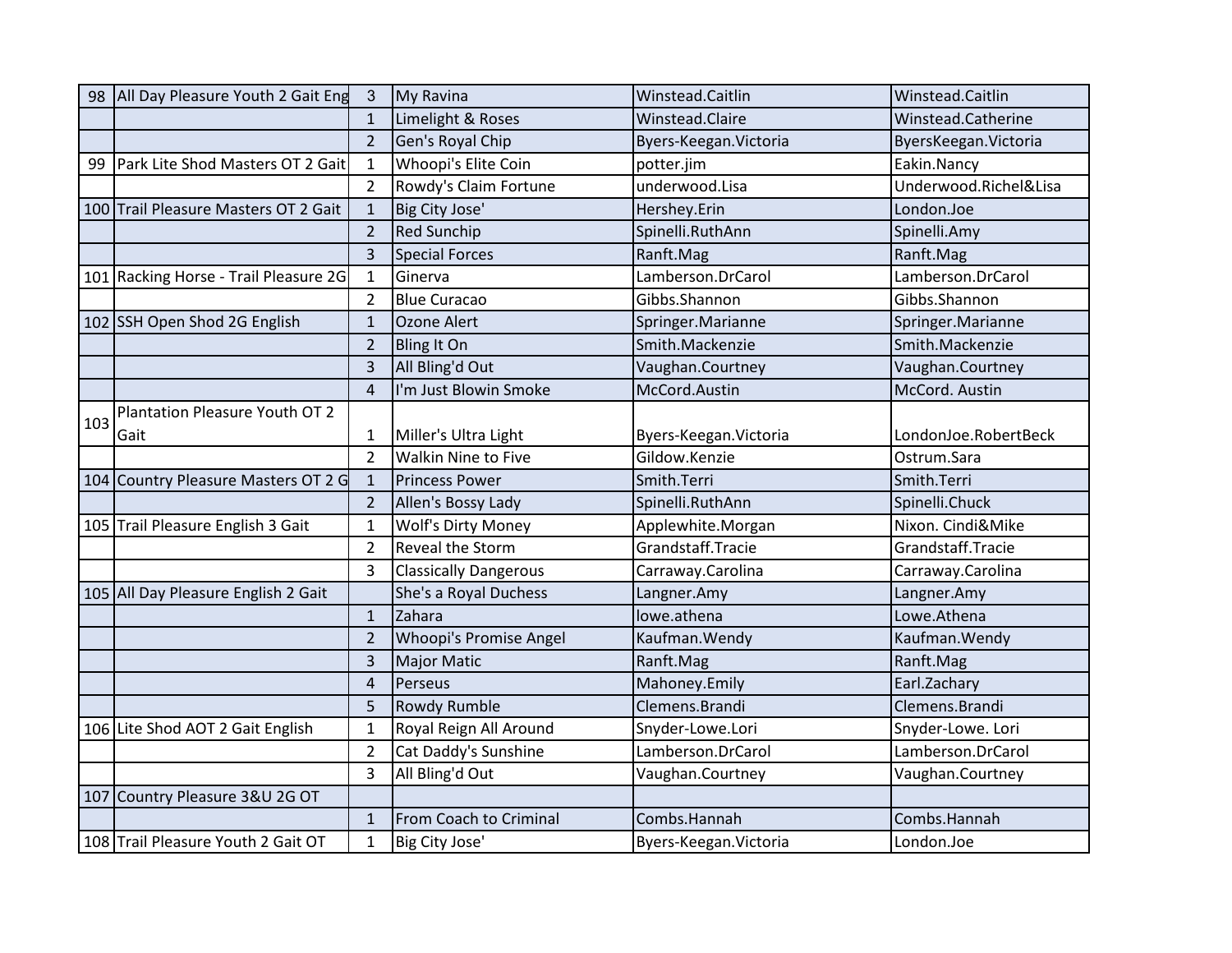| 98 | All Day Pleasure Youth 2 Gait Eng | 3 | My Ravina | Winstead.Caitlin | Winstead.Caitlin |
|---|---|---|---|---|---|
| | | 1 | Limelight & Roses | Winstead.Claire | Winstead.Catherine |
| | | 2 | Gen's Royal Chip | Byers-Keegan.Victoria | ByersKeegan.Victoria |
| 99 | Park Lite Shod Masters OT 2 Gait | 1 | Whoopi's Elite Coin | potter.jim | Eakin.Nancy |
| | | 2 | Rowdy's Claim Fortune | underwood.Lisa | Underwood.Richel&Lisa |
| 100 | Trail Pleasure Masters OT 2 Gait | 1 | Big City Jose' | Hershey.Erin | London.Joe |
| | | 2 | Red Sunchip | Spinelli.RuthAnn | Spinelli.Amy |
| | | 3 | Special Forces | Ranft.Mag | Ranft.Mag |
| 101 | Racking Horse - Trail Pleasure 2G | 1 | Ginerva | Lamberson.DrCarol | Lamberson.DrCarol |
| | | 2 | Blue Curacao | Gibbs.Shannon | Gibbs.Shannon |
| 102 | SSH Open Shod 2G English | 1 | Ozone Alert | Springer.Marianne | Springer.Marianne |
| | | 2 | Bling It On | Smith.Mackenzie | Smith.Mackenzie |
| | | 3 | All Bling'd Out | Vaughan.Courtney | Vaughan.Courtney |
| | | 4 | I'm Just Blowin Smoke | McCord.Austin | McCord. Austin |
| 103 | Plantation Pleasure Youth OT 2 Gait | 1 | Miller's Ultra Light | Byers-Keegan.Victoria | LondonJoe.RobertBeck |
| | | 2 | Walkin Nine to Five | Gildow.Kenzie | Ostrum.Sara |
| 104 | Country Pleasure Masters OT 2 G | 1 | Princess Power | Smith.Terri | Smith.Terri |
| | | 2 | Allen's Bossy Lady | Spinelli.RuthAnn | Spinelli.Chuck |
| 105 | Trail Pleasure English 3 Gait | 1 | Wolf's Dirty Money | Applewhite.Morgan | Nixon. Cindi&Mike |
| | | 2 | Reveal the Storm | Grandstaff.Tracie | Grandstaff.Tracie |
| | | 3 | Classically Dangerous | Carraway.Carolina | Carraway.Carolina |
| 105 | All Day Pleasure English 2 Gait | | She's a Royal Duchess | Langner.Amy | Langner.Amy |
| | | 1 | Zahara | lowe.athena | Lowe.Athena |
| | | 2 | Whoopi's Promise Angel | Kaufman.Wendy | Kaufman.Wendy |
| | | 3 | Major Matic | Ranft.Mag | Ranft.Mag |
| | | 4 | Perseus | Mahoney.Emily | Earl.Zachary |
| | | 5 | Rowdy Rumble | Clemens.Brandi | Clemens.Brandi |
| 106 | Lite Shod AOT 2 Gait English | 1 | Royal Reign All Around | Snyder-Lowe.Lori | Snyder-Lowe. Lori |
| | | 2 | Cat Daddy's Sunshine | Lamberson.DrCarol | Lamberson.DrCarol |
| | | 3 | All Bling'd Out | Vaughan.Courtney | Vaughan.Courtney |
| 107 | Country Pleasure 3&U 2G OT | | | | |
| | | 1 | From Coach to Criminal | Combs.Hannah | Combs.Hannah |
| 108 | Trail Pleasure Youth 2 Gait OT | 1 | Big City Jose' | Byers-Keegan.Victoria | London.Joe |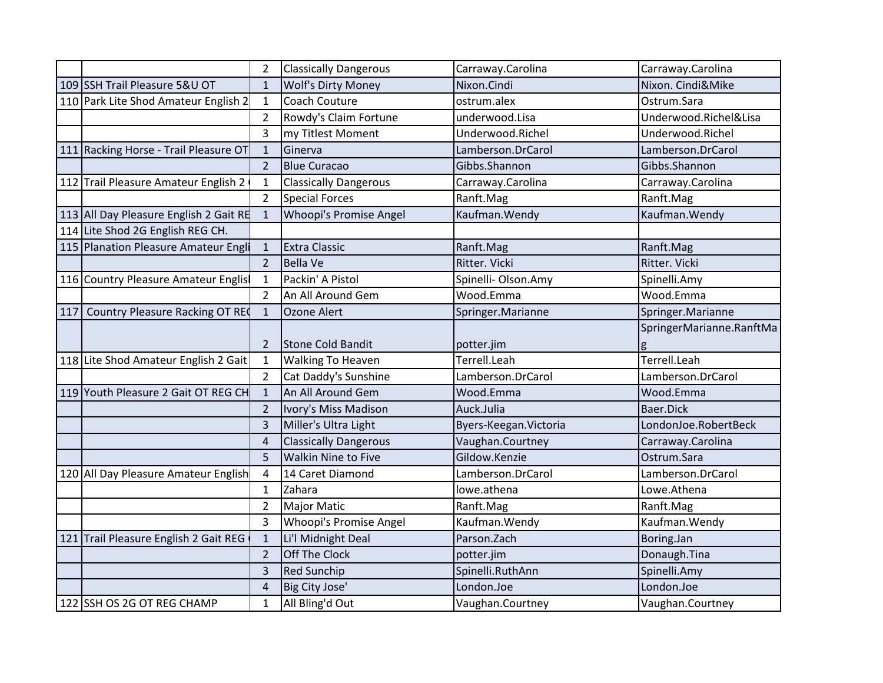| | | | | | |
|---|---|---|---|---|---|
| | | 2 | Classically Dangerous | Carraway.Carolina | Carraway.Carolina |
| 109 | SSH Trail Pleasure 5&U OT | 1 | Wolf's Dirty Money | Nixon.Cindi | Nixon. Cindi&Mike |
| 110 | Park Lite Shod Amateur English 2 | 1 | Coach Couture | ostrum.alex | Ostrum.Sara |
| | | 2 | Rowdy's Claim Fortune | underwood.Lisa | Underwood.Richel&Lisa |
| | | 3 | my Titlest Moment | Underwood.Richel | Underwood.Richel |
| 111 | Racking Horse - Trail Pleasure OT | 1 | Ginerva | Lamberson.DrCarol | Lamberson.DrCarol |
| | | 2 | Blue Curacao | Gibbs.Shannon | Gibbs.Shannon |
| 112 | Trail Pleasure Amateur English 2 | 1 | Classically Dangerous | Carraway.Carolina | Carraway.Carolina |
| | | 2 | Special Forces | Ranft.Mag | Ranft.Mag |
| 113 | All Day Pleasure English 2 Gait RE | 1 | Whoopi's Promise Angel | Kaufman.Wendy | Kaufman.Wendy |
| 114 | Lite Shod 2G English REG CH. | | | | |
| 115 | Planation Pleasure Amateur Engli | 1 | Extra Classic | Ranft.Mag | Ranft.Mag |
| | | 2 | Bella Ve | Ritter. Vicki | Ritter. Vicki |
| 116 | Country Pleasure Amateur Englisl | 1 | Packin' A Pistol | Spinelli- Olson.Amy | Spinelli.Amy |
| | | 2 | An All Around Gem | Wood.Emma | Wood.Emma |
| 117 | Country Pleasure Racking OT REC | 1 | Ozone Alert | Springer.Marianne | Springer.Marianne |
| | | 2 | Stone Cold Bandit | potter.jim | SpringerMarianne.RanftMag |
| 118 | Lite Shod Amateur English 2 Gait | 1 | Walking To Heaven | Terrell.Leah | Terrell.Leah |
| | | 2 | Cat Daddy's Sunshine | Lamberson.DrCarol | Lamberson.DrCarol |
| 119 | Youth Pleasure 2 Gait OT REG CH | 1 | An All Around Gem | Wood.Emma | Wood.Emma |
| | | 2 | Ivory's Miss Madison | Auck.Julia | Baer.Dick |
| | | 3 | Miller's Ultra Light | Byers-Keegan.Victoria | LondonJoe.RobertBeck |
| | | 4 | Classically Dangerous | Vaughan.Courtney | Carraway.Carolina |
| | | 5 | Walkin Nine to Five | Gildow.Kenzie | Ostrum.Sara |
| 120 | All Day Pleasure Amateur English | 4 | 14 Caret Diamond | Lamberson.DrCarol | Lamberson.DrCarol |
| | | 1 | Zahara | lowe.athena | Lowe.Athena |
| | | 2 | Major Matic | Ranft.Mag | Ranft.Mag |
| | | 3 | Whoopi's Promise Angel | Kaufman.Wendy | Kaufman.Wendy |
| 121 | Trail Pleasure English 2 Gait REG | 1 | Li'l Midnight Deal | Parson.Zach | Boring.Jan |
| | | 2 | Off The Clock | potter.jim | Donaugh.Tina |
| | | 3 | Red Sunchip | Spinelli.RuthAnn | Spinelli.Amy |
| | | 4 | Big City Jose' | London.Joe | London.Joe |
| 122 | SSH OS 2G OT REG CHAMP | 1 | All Bling'd Out | Vaughan.Courtney | Vaughan.Courtney |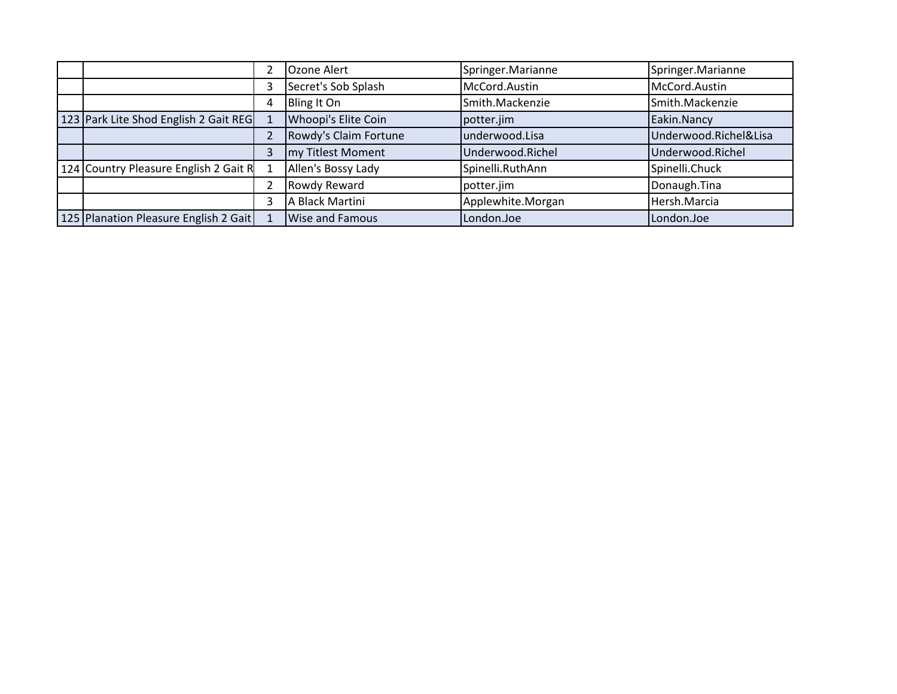| | | | | | |
|---|---|---|---|---|---|
| | | 2 | Ozone Alert | Springer.Marianne | Springer.Marianne |
| | | 3 | Secret's Sob Splash | McCord.Austin | McCord.Austin |
| | | 4 | Bling It On | Smith.Mackenzie | Smith.Mackenzie |
| 123 | Park Lite Shod English 2 Gait REG | 1 | Whoopi's Elite Coin | potter.jim | Eakin.Nancy |
| | | 2 | Rowdy's Claim Fortune | underwood.Lisa | Underwood.Richel&Lisa |
| | | 3 | my Titlest Moment | Underwood.Richel | Underwood.Richel |
| 124 | Country Pleasure English 2 Gait R | 1 | Allen's Bossy Lady | Spinelli.RuthAnn | Spinelli.Chuck |
| | | 2 | Rowdy Reward | potter.jim | Donaugh.Tina |
| | | 3 | A Black Martini | Applewhite.Morgan | Hersh.Marcia |
| 125 | Planation Pleasure English 2 Gait | 1 | Wise and Famous | London.Joe | London.Joe |